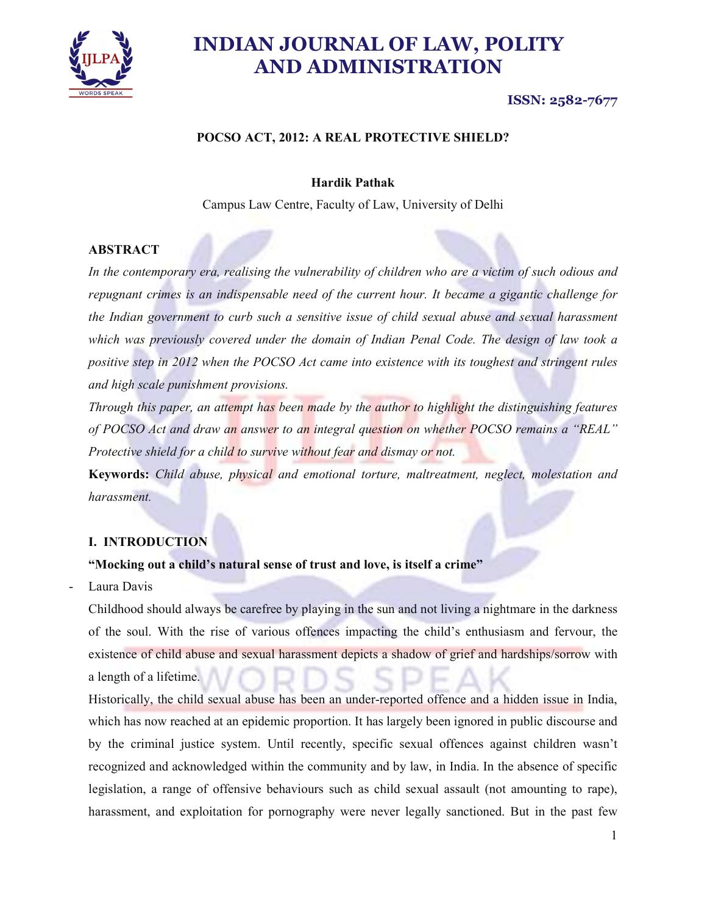# INDIAN JOURNAL OF LAW, POLITY AND ADMINISTRATION

**ISSN: 2582-7677**

## POCSO ACT, 2012: A REAL PROTECTIVE SHIELD?

**Hardik Pathak**

Campus Law Centre, Faculty of Law, University of Delhi

### ABSTRACT

*In the contemporary era, realising the vulnerability of children who are a victim of such odious and repugnant crimes is an indispensable need of the current hour. It became a gigantic challenge for the Indian government to curb such a sensitive issue of child sexual abuse and sexual harassment which was previously covered under the domain of Indian Penal Code. The design of law took a positive step in 2012 when the POCSO Act came into existence with its toughest and stringent rules and high scale punishment provisions.*

*Through this paper, an attempt has been made by the author to highlight the distinguishing features of POCSO Act and draw an answer to an integral question on whether POCSO remains a "REAL" Protective shield for a child to survive without fear and dismay or not.*

**Keywords:** *Child abuse, physical and emotional torture, maltreatment, neglect, molestation and harassment.*

### I. INTRODUCTION

**"Mocking out a child's natural sense of trust and love, is itself a crime"**

- Laura Davis

Childhood should always be carefree by playing in the sun and not living a nightmare in the darkness of the soul. With the rise of various offences impacting the child's enthusiasm and fervour, the existence of child abuse and sexual harassment depicts a shadow of grief and hardships/sorrow with a length of a lifetime.

Historically, the child sexual abuse has been an under-reported offence and a hidden issue in India, which has now reached at an epidemic proportion. It has largely been ignored in public discourse and by the criminal justice system. Until recently, specific sexual offences against children wasn't recognized and acknowledged within the community and by law, in India. In the absence of specific legislation, a range of offensive behaviours such as child sexual assault (not amounting to rape), harassment, and exploitation for pornography were never legally sanctioned. But in the past few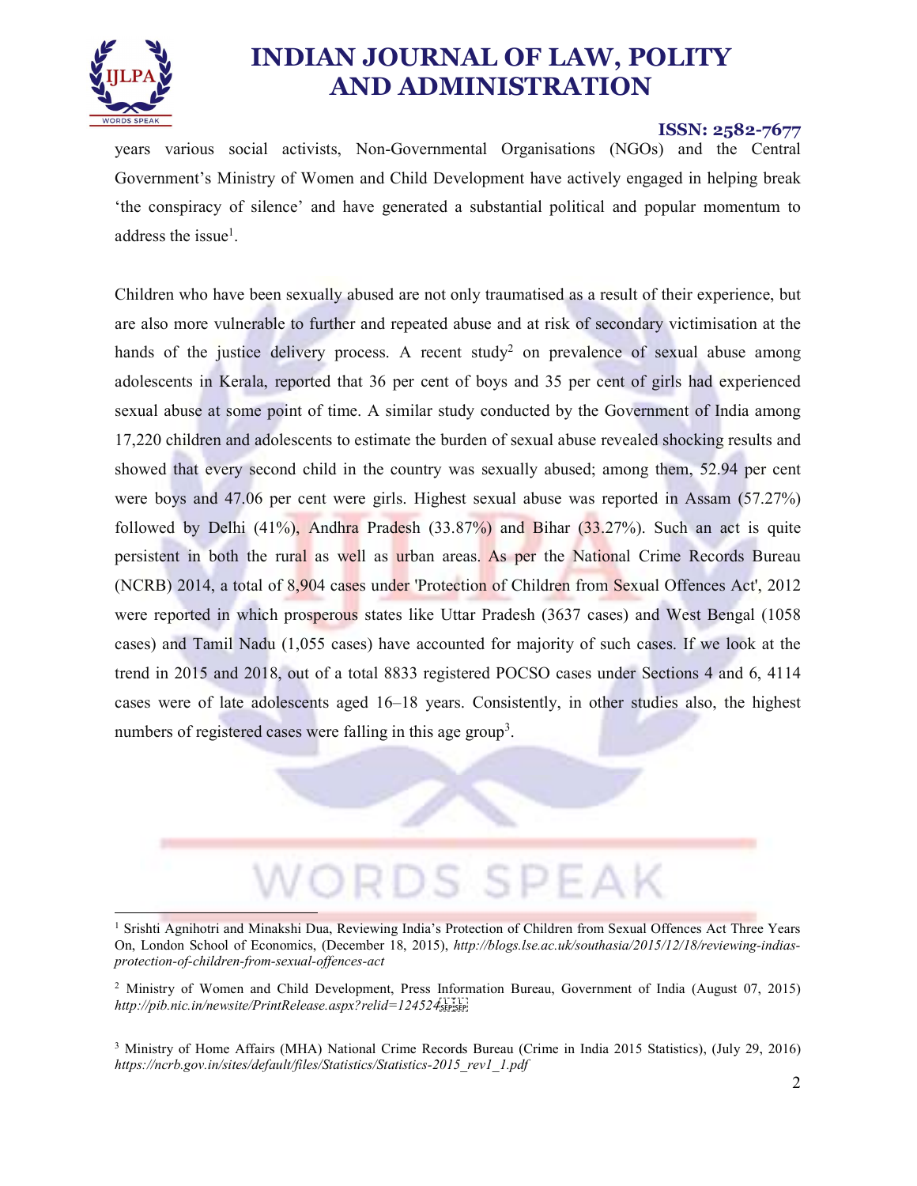years various social activists, Non-Governmental Organisations (NGOs) and the Central Government's Ministry of Women and Child Development have actively engaged in helping break 'the conspiracy of silence' and have generated a substantial political and popular momentum to address the issue[1].

Children who have been sexually abused are not only traumatised as a result of their experience, but are also more vulnerable to further and repeated abuse and at risk of secondary victimisation at the hands of the justice delivery process. A recent study[2] on prevalence of sexual abuse among adolescents in Kerala, reported that 36 per cent of boys and 35 per cent of girls had experienced sexual abuse at some point of time. A similar study conducted by the Government of India among 17,220 children and adolescents to estimate the burden of sexual abuse revealed shocking results and showed that every second child in the country was sexually abused; among them, 52.94 per cent were boys and 47.06 per cent were girls. Highest sexual abuse was reported in Assam (57.27%) followed by Delhi (41%), Andhra Pradesh (33.87%) and Bihar (33.27%). Such an act is quite persistent in both the rural as well as urban areas. As per the National Crime Records Bureau (NCRB) 2014, a total of 8,904 cases under 'Protection of Children from Sexual Offences Act', 2012 were reported in which prosperous states like Uttar Pradesh (3637 cases) and West Bengal (1058 cases) and Tamil Nadu (1,055 cases) have accounted for majority of such cases. If we look at the trend in 2015 and 2018, out of a total 8833 registered POCSO cases under Sections 4 and 6, 4114 cases were of late adolescents aged 16–18 years. Consistently, in other studies also, the highest numbers of registered cases were falling in this age group[3].

---

[1] Srishti Agnihotri and Minakshi Dua, Reviewing India's Protection of Children from Sexual Offences Act Three Years On, London School of Economics, (December 18, 2015), *http://blogs.lse.ac.uk/southasia/2015/12/18/reviewing-indias-protection-of-children-from-sexual-offences-act*

[2] Ministry of Women and Child Development, Press Information Bureau, Government of India (August 07, 2015) *http://pib.nic.in/newsite/PrintRelease.aspx?relid=124524*

[3] Ministry of Home Affairs (MHA) National Crime Records Bureau (Crime in India 2015 Statistics), (July 29, 2016) *https://ncrb.gov.in/sites/default/files/Statistics/Statistics-2015_rev1_1.pdf*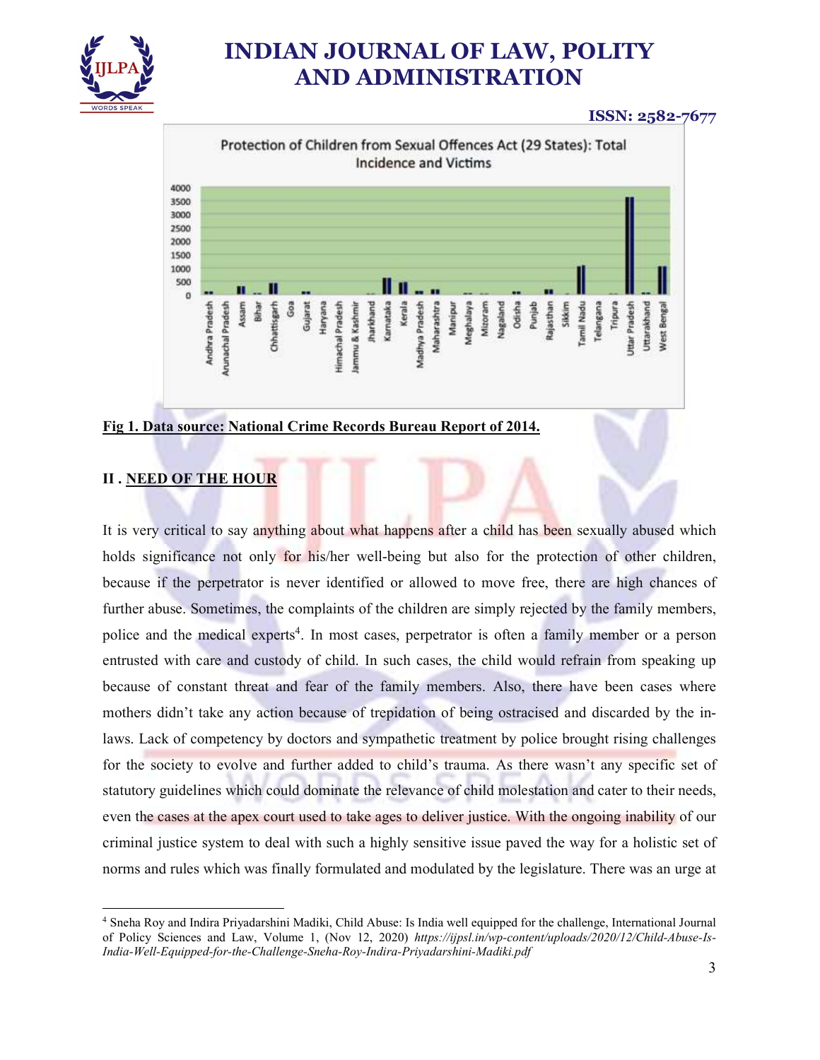Fig 1. Data source: National Crime Records Bureau Report of 2014.

## II . NEED OF THE HOUR

It is very critical to say anything about what happens after a child has been sexually abused which holds significance not only for his/her well-being but also for the protection of other children, because if the perpetrator is never identified or allowed to move free, there are high chances of further abuse. Sometimes, the complaints of the children are simply rejected by the family members, police and the medical experts[4]. In most cases, perpetrator is often a family member or a person entrusted with care and custody of child. In such cases, the child would refrain from speaking up because of constant threat and fear of the family members. Also, there have been cases where mothers didn't take any action because of trepidation of being ostracised and discarded by the in-laws. Lack of competency by doctors and sympathetic treatment by police brought rising challenges for the society to evolve and further added to child's trauma. As there wasn't any specific set of statutory guidelines which could dominate the relevance of child molestation and cater to their needs, even the cases at the apex court used to take ages to deliver justice. With the ongoing inability of our criminal justice system to deal with such a highly sensitive issue paved the way for a holistic set of norms and rules which was finally formulated and modulated by the legislature. There was an urge at

---

[4] Sneha Roy and Indira Priyadarshini Madiki, Child Abuse: Is India well equipped for the challenge, International Journal of Policy Sciences and Law, Volume 1, (Nov 12, 2020) *https://ijpsl.in/wp-content/uploads/2020/12/Child-Abuse-Is-India-Well-Equipped-for-the-Challenge-Sneha-Roy-Indira-Priyadarshini-Madiki.pdf*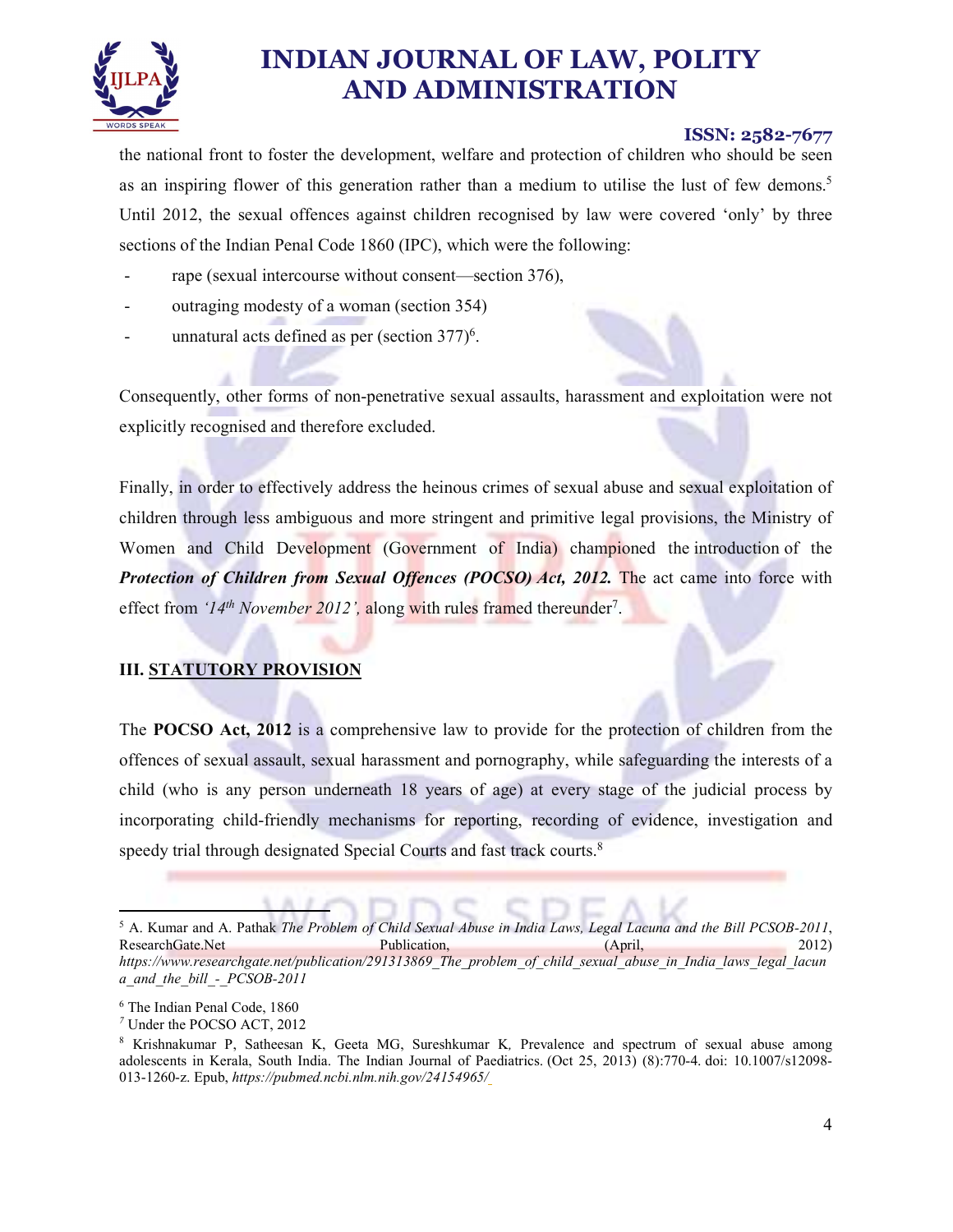the national front to foster the development, welfare and protection of children who should be seen as an inspiring flower of this generation rather than a medium to utilise the lust of few demons.[5] Until 2012, the sexual offences against children recognised by law were covered 'only' by three sections of the Indian Penal Code 1860 (IPC), which were the following:

- rape (sexual intercourse without consent—section 376),
- outraging modesty of a woman (section 354)
- unnatural acts defined as per (section 377)[6].

Consequently, other forms of non-penetrative sexual assaults, harassment and exploitation were not explicitly recognised and therefore excluded.

Finally, in order to effectively address the heinous crimes of sexual abuse and sexual exploitation of children through less ambiguous and more stringent and primitive legal provisions, the Ministry of Women and Child Development (Government of India) championed the introduction of the ***Protection of Children from Sexual Offences (POCSO) Act, 2012.*** The act came into force with effect from *'14th November 2012',* along with rules framed thereunder[7].

## III. STATUTORY PROVISION

The **POCSO Act, 2012** is a comprehensive law to provide for the protection of children from the offences of sexual assault, sexual harassment and pornography, while safeguarding the interests of a child (who is any person underneath 18 years of age) at every stage of the judicial process by incorporating child-friendly mechanisms for reporting, recording of evidence, investigation and speedy trial through designated Special Courts and fast track courts.[8]

---

[5] A. Kumar and A. Pathak *The Problem of Child Sexual Abuse in India Laws, Legal Lacuna and the Bill PCSOB-2011*, ResearchGate.Net Publication, (April, 2012) *https://www.researchgate.net/publication/291313869_The_problem_of_child_sexual_abuse_in_India_laws_legal_lacuna_and_the_bill_-_PCSOB-2011*

[6] The Indian Penal Code, 1860

[7] Under the POCSO ACT, 2012

[8] Krishnakumar P, Satheesan K, Geeta MG, Sureshkumar K, Prevalence and spectrum of sexual abuse among adolescents in Kerala, South India. The Indian Journal of Paediatrics. (Oct 25, 2013) (8):770-4. doi: 10.1007/s12098-013-1260-z. Epub, *https://pubmed.ncbi.nlm.nih.gov/24154965/*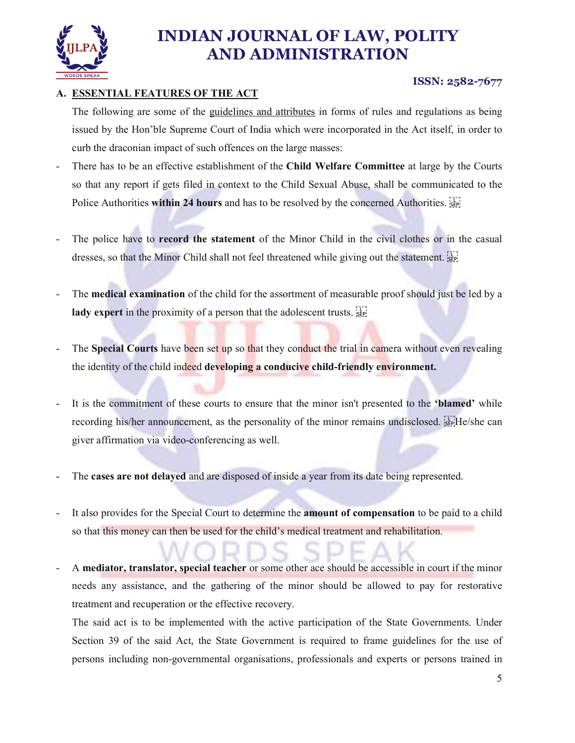### A. ESSENTIAL FEATURES OF THE ACT

The following are some of the guidelines and attributes in forms of rules and regulations as being issued by the Hon'ble Supreme Court of India which were incorporated in the Act itself, in order to curb the draconian impact of such offences on the large masses:

- There has to be an effective establishment of the **Child Welfare Committee** at large by the Courts so that any report if gets filed in context to the Child Sexual Abuse, shall be communicated to the Police Authorities **within 24 hours** and has to be resolved by the concerned Authorities.

- The police have to **record the statement** of the Minor Child in the civil clothes or in the casual dresses, so that the Minor Child shall not feel threatened while giving out the statement.

- The **medical examination** of the child for the assortment of measurable proof should just be led by a **lady expert** in the proximity of a person that the adolescent trusts.

- The **Special Courts** have been set up so that they conduct the trial in camera without even revealing the identity of the child indeed **developing a conducive child-friendly environment.**

- It is the commitment of these courts to ensure that the minor isn't presented to the **'blamed'** while recording his/her announcement, as the personality of the minor remains undisclosed. He/she can giver affirmation via video-conferencing as well.

- The **cases are not delayed** and are disposed of inside a year from its date being represented.

- It also provides for the Special Court to determine the **amount of compensation** to be paid to a child so that this money can then be used for the child's medical treatment and rehabilitation.

- A **mediator, translator, special teacher** or some other ace should be accessible in court if the minor needs any assistance, and the gathering of the minor should be allowed to pay for restorative treatment and recuperation or the effective recovery.

The said act is to be implemented with the active participation of the State Governments. Under Section 39 of the said Act, the State Government is required to frame guidelines for the use of persons including non-governmental organisations, professionals and experts or persons trained in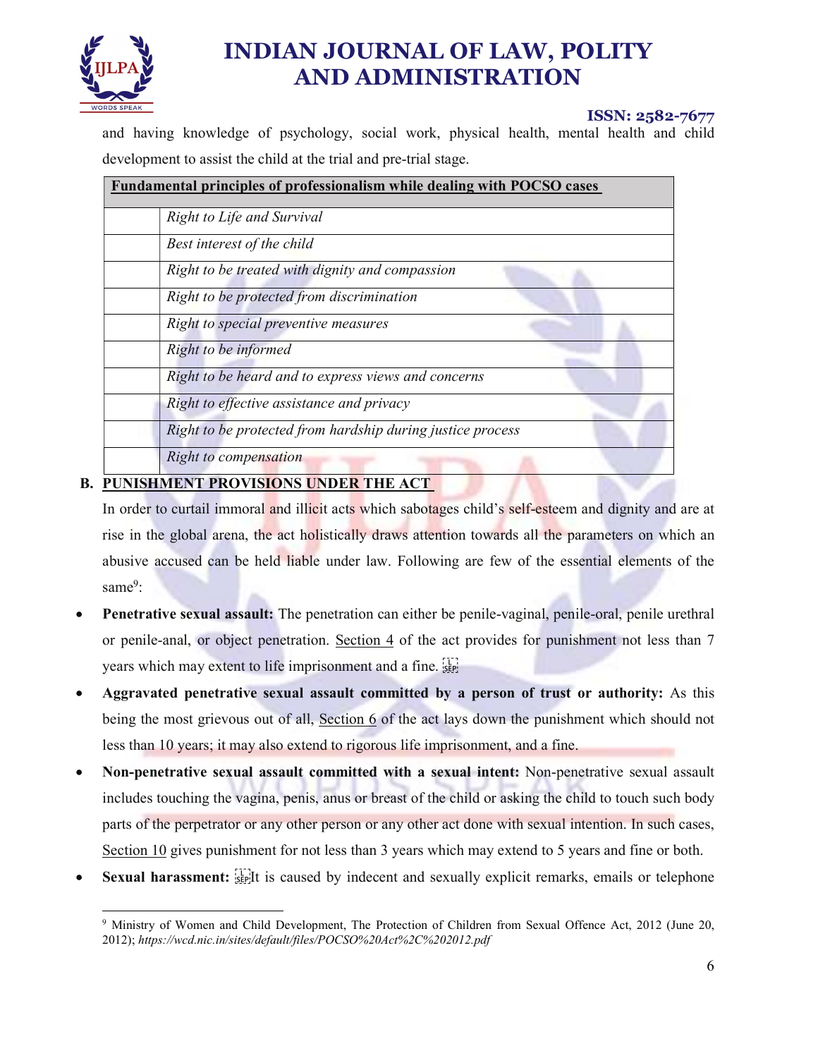and having knowledge of psychology, social work, physical health, mental health and child development to assist the child at the trial and pre-trial stage.

| **Fundamental principles of professionalism while dealing with POCSO cases** | |
|---|---|
| | *Right to Life and Survival* |
| | *Best interest of the child* |
| | *Right to be treated with dignity and compassion* |
| | *Right to be protected from discrimination* |
| | *Right to special preventive measures* |
| | *Right to be informed* |
| | *Right to be heard and to express views and concerns* |
| | *Right to effective assistance and privacy* |
| | *Right to be protected from hardship during justice process* |
| | *Right to compensation* |

## B. PUNISHMENT PROVISIONS UNDER THE ACT

In order to curtail immoral and illicit acts which sabotages child's self-esteem and dignity and are at rise in the global arena, the act holistically draws attention towards all the parameters on which an abusive accused can be held liable under law. Following are few of the essential elements of the same[9]:

- **Penetrative sexual assault:** The penetration can either be penile-vaginal, penile-oral, penile urethral or penile-anal, or object penetration. Section 4 of the act provides for punishment not less than 7 years which may extent to life imprisonment and a fine.
- **Aggravated penetrative sexual assault committed by a person of trust or authority:** As this being the most grievous out of all, Section 6 of the act lays down the punishment which should not less than 10 years; it may also extend to rigorous life imprisonment, and a fine.
- **Non-penetrative sexual assault committed with a sexual intent:** Non-penetrative sexual assault includes touching the vagina, penis, anus or breast of the child or asking the child to touch such body parts of the perpetrator or any other person or any other act done with sexual intention. In such cases, Section 10 gives punishment for not less than 3 years which may extend to 5 years and fine or both.
- **Sexual harassment:** It is caused by indecent and sexually explicit remarks, emails or telephone

---

[9] Ministry of Women and Child Development, The Protection of Children from Sexual Offence Act, 2012 (June 20, 2012); *https://wcd.nic.in/sites/default/files/POCSO%20Act%2C%202012.pdf*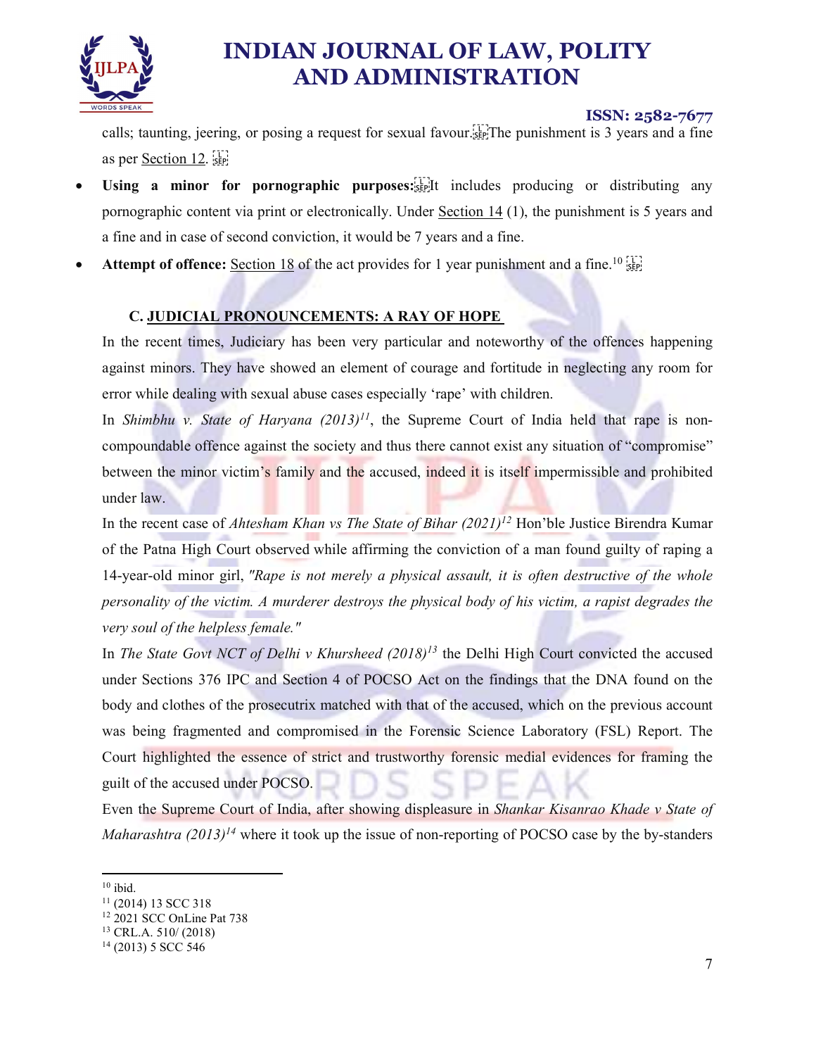calls; taunting, jeering, or posing a request for sexual favour. The punishment is 3 years and a fine as per Section 12.

- **Using a minor for pornographic purposes:** It includes producing or distributing any pornographic content via print or electronically. Under Section 14 (1), the punishment is 5 years and a fine and in case of second conviction, it would be 7 years and a fine.
- **Attempt of offence:** Section 18 of the act provides for 1 year punishment and a fine.[10]

### C. JUDICIAL PRONOUNCEMENTS: A RAY OF HOPE

In the recent times, Judiciary has been very particular and noteworthy of the offences happening against minors. They have showed an element of courage and fortitude in neglecting any room for error while dealing with sexual abuse cases especially 'rape' with children.

In *Shimbhu v. State of Haryana (2013)*[11], the Supreme Court of India held that rape is non-compoundable offence against the society and thus there cannot exist any situation of "compromise" between the minor victim's family and the accused, indeed it is itself impermissible and prohibited under law.

In the recent case of *Ahtesham Khan vs The State of Bihar (2021)*[12] Hon'ble Justice Birendra Kumar of the Patna High Court observed while affirming the conviction of a man found guilty of raping a 14-year-old minor girl, *"Rape is not merely a physical assault, it is often destructive of the whole personality of the victim. A murderer destroys the physical body of his victim, a rapist degrades the very soul of the helpless female."*

In *The State Govt NCT of Delhi v Khursheed (2018)*[13] the Delhi High Court convicted the accused under Sections 376 IPC and Section 4 of POCSO Act on the findings that the DNA found on the body and clothes of the prosecutrix matched with that of the accused, which on the previous account was being fragmented and compromised in the Forensic Science Laboratory (FSL) Report. The Court highlighted the essence of strict and trustworthy forensic medial evidences for framing the guilt of the accused under POCSO.

Even the Supreme Court of India, after showing displeasure in *Shankar Kisanrao Khade v State of Maharashtra (2013)*[14] where it took up the issue of non-reporting of POCSO case by the by-standers

---

[10] ibid.

[11] (2014) 13 SCC 318

[12] 2021 SCC OnLine Pat 738

[13] CRL.A. 510/ (2018)

[14] (2013) 5 SCC 546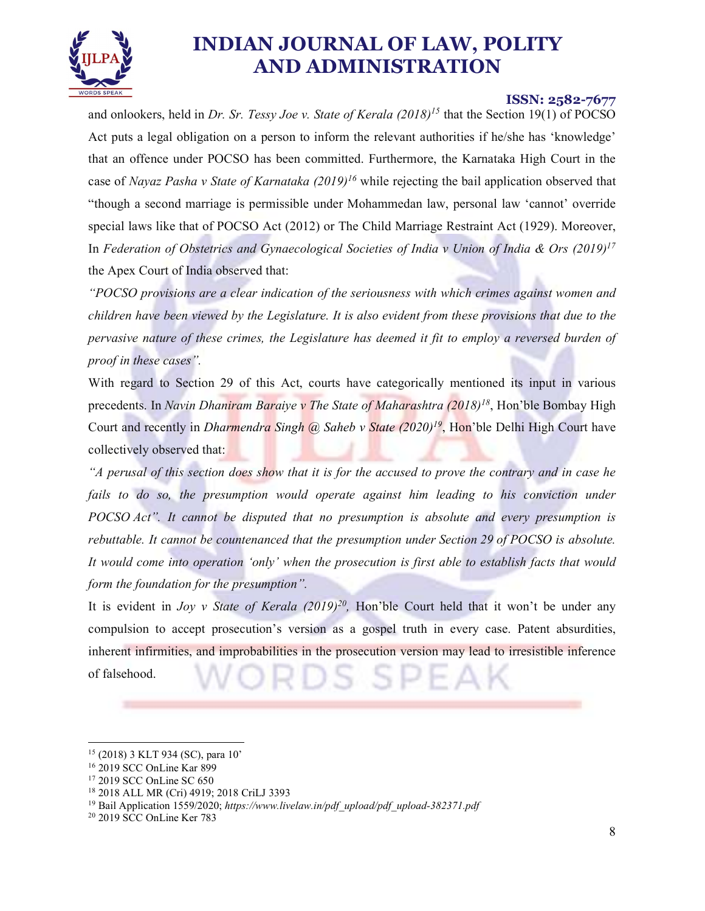and onlookers, held in *Dr. Sr. Tessy Joe v. State of Kerala (2018)*[15] that the Section 19(1) of POCSO Act puts a legal obligation on a person to inform the relevant authorities if he/she has 'knowledge' that an offence under POCSO has been committed. Furthermore, the Karnataka High Court in the case of *Nayaz Pasha v State of Karnataka (2019)*[16] while rejecting the bail application observed that "though a second marriage is permissible under Mohammedan law, personal law 'cannot' override special laws like that of POCSO Act (2012) or The Child Marriage Restraint Act (1929). Moreover, In *Federation of Obstetrics and Gynaecological Societies of India v Union of India & Ors (2019)*[17] the Apex Court of India observed that:

*"POCSO provisions are a clear indication of the seriousness with which crimes against women and children have been viewed by the Legislature. It is also evident from these provisions that due to the pervasive nature of these crimes, the Legislature has deemed it fit to employ a reversed burden of proof in these cases".*

With regard to Section 29 of this Act, courts have categorically mentioned its input in various precedents. In *Navin Dhaniram Baraiye v The State of Maharashtra (2018)*[18], Hon'ble Bombay High Court and recently in *Dharmendra Singh @ Saheb v State (2020)*[19], Hon'ble Delhi High Court have collectively observed that:

*"A perusal of this section does show that it is for the accused to prove the contrary and in case he fails to do so, the presumption would operate against him leading to his conviction under POCSO Act". It cannot be disputed that no presumption is absolute and every presumption is rebuttable. It cannot be countenanced that the presumption under Section 29 of POCSO is absolute. It would come into operation 'only' when the prosecution is first able to establish facts that would form the foundation for the presumption".*

It is evident in *Joy v State of Kerala (2019)*[20], Hon'ble Court held that it won't be under any compulsion to accept prosecution's version as a gospel truth in every case. Patent absurdities, inherent infirmities, and improbabilities in the prosecution version may lead to irresistible inference of falsehood.

---

[15] (2018) 3 KLT 934 (SC), para 10'
[16] 2019 SCC OnLine Kar 899
[17] 2019 SCC OnLine SC 650
[18] 2018 ALL MR (Cri) 4919; 2018 CriLJ 3393
[19] Bail Application 1559/2020; *https://www.livelaw.in/pdf_upload/pdf_upload-382371.pdf*
[20] 2019 SCC OnLine Ker 783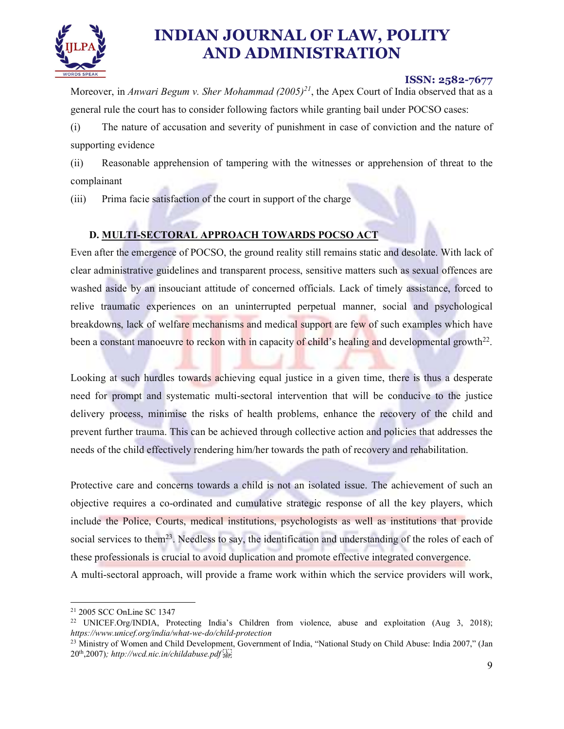Moreover, in *Anwari Begum v. Sher Mohammad (2005)*[21], the Apex Court of India observed that as a general rule the court has to consider following factors while granting bail under POCSO cases:

(i) The nature of accusation and severity of punishment in case of conviction and the nature of supporting evidence

(ii) Reasonable apprehension of tampering with the witnesses or apprehension of threat to the complainant

(iii) Prima facie satisfaction of the court in support of the charge

### D. <u>MULTI-SECTORAL APPROACH TOWARDS POCSO ACT</u>

Even after the emergence of POCSO, the ground reality still remains static and desolate. With lack of clear administrative guidelines and transparent process, sensitive matters such as sexual offences are washed aside by an insouciant attitude of concerned officials. Lack of timely assistance, forced to relive traumatic experiences on an uninterrupted perpetual manner, social and psychological breakdowns, lack of welfare mechanisms and medical support are few of such examples which have been a constant manoeuvre to reckon with in capacity of child's healing and developmental growth[22].

Looking at such hurdles towards achieving equal justice in a given time, there is thus a desperate need for prompt and systematic multi-sectoral intervention that will be conducive to the justice delivery process, minimise the risks of health problems, enhance the recovery of the child and prevent further trauma. This can be achieved through collective action and policies that addresses the needs of the child effectively rendering him/her towards the path of recovery and rehabilitation.

Protective care and concerns towards a child is not an isolated issue. The achievement of such an objective requires a co-ordinated and cumulative strategic response of all the key players, which include the Police, Courts, medical institutions, psychologists as well as institutions that provide social services to them[23]. Needless to say, the identification and understanding of the roles of each of these professionals is crucial to avoid duplication and promote effective integrated convergence.
A multi-sectoral approach, will provide a frame work within which the service providers will work,

---

[21] 2005 SCC OnLine SC 1347

[22] UNICEF.Org/INDIA, Protecting India's Children from violence, abuse and exploitation (Aug 3, 2018); *https://www.unicef.org/india/what-we-do/child-protection*

[23] Ministry of Women and Child Development, Government of India, "National Study on Child Abuse: India 2007," (Jan 20th,2007)*; http://wcd.nic.in/childabuse.pdf*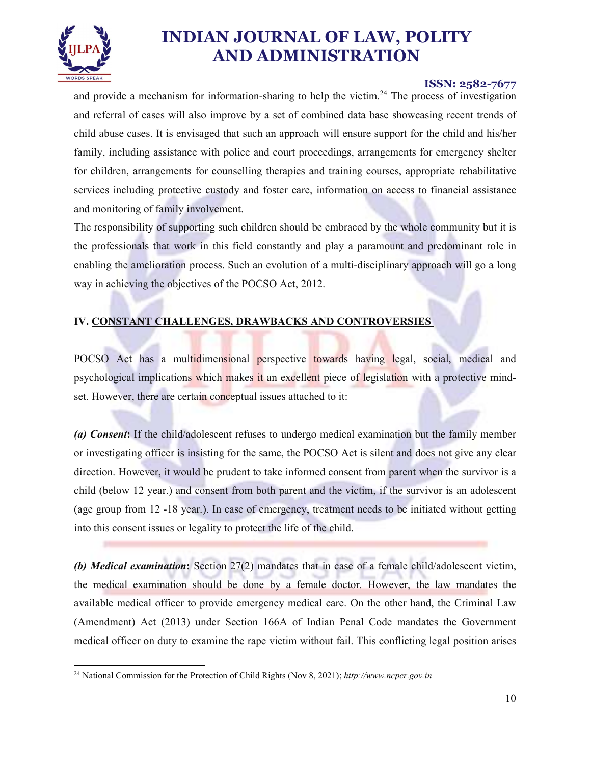and provide a mechanism for information-sharing to help the victim.[24] The process of investigation and referral of cases will also improve by a set of combined data base showcasing recent trends of child abuse cases. It is envisaged that such an approach will ensure support for the child and his/her family, including assistance with police and court proceedings, arrangements for emergency shelter for children, arrangements for counselling therapies and training courses, appropriate rehabilitative services including protective custody and foster care, information on access to financial assistance and monitoring of family involvement.

The responsibility of supporting such children should be embraced by the whole community but it is the professionals that work in this field constantly and play a paramount and predominant role in enabling the amelioration process. Such an evolution of a multi-disciplinary approach will go a long way in achieving the objectives of the POCSO Act, 2012.

## IV. CONSTANT CHALLENGES, DRAWBACKS AND CONTROVERSIES

POCSO Act has a multidimensional perspective towards having legal, social, medical and psychological implications which makes it an excellent piece of legislation with a protective mind-set. However, there are certain conceptual issues attached to it:

***(a) Consent*:** If the child/adolescent refuses to undergo medical examination but the family member or investigating officer is insisting for the same, the POCSO Act is silent and does not give any clear direction. However, it would be prudent to take informed consent from parent when the survivor is a child (below 12 year.) and consent from both parent and the victim, if the survivor is an adolescent (age group from 12 -18 year.). In case of emergency, treatment needs to be initiated without getting into this consent issues or legality to protect the life of the child.

***(b) Medical examination*:** Section 27(2) mandates that in case of a female child/adolescent victim, the medical examination should be done by a female doctor. However, the law mandates the available medical officer to provide emergency medical care. On the other hand, the Criminal Law (Amendment) Act (2013) under Section 166A of Indian Penal Code mandates the Government medical officer on duty to examine the rape victim without fail. This conflicting legal position arises

---

[24] National Commission for the Protection of Child Rights (Nov 8, 2021); *http://www.ncpcr.gov.in*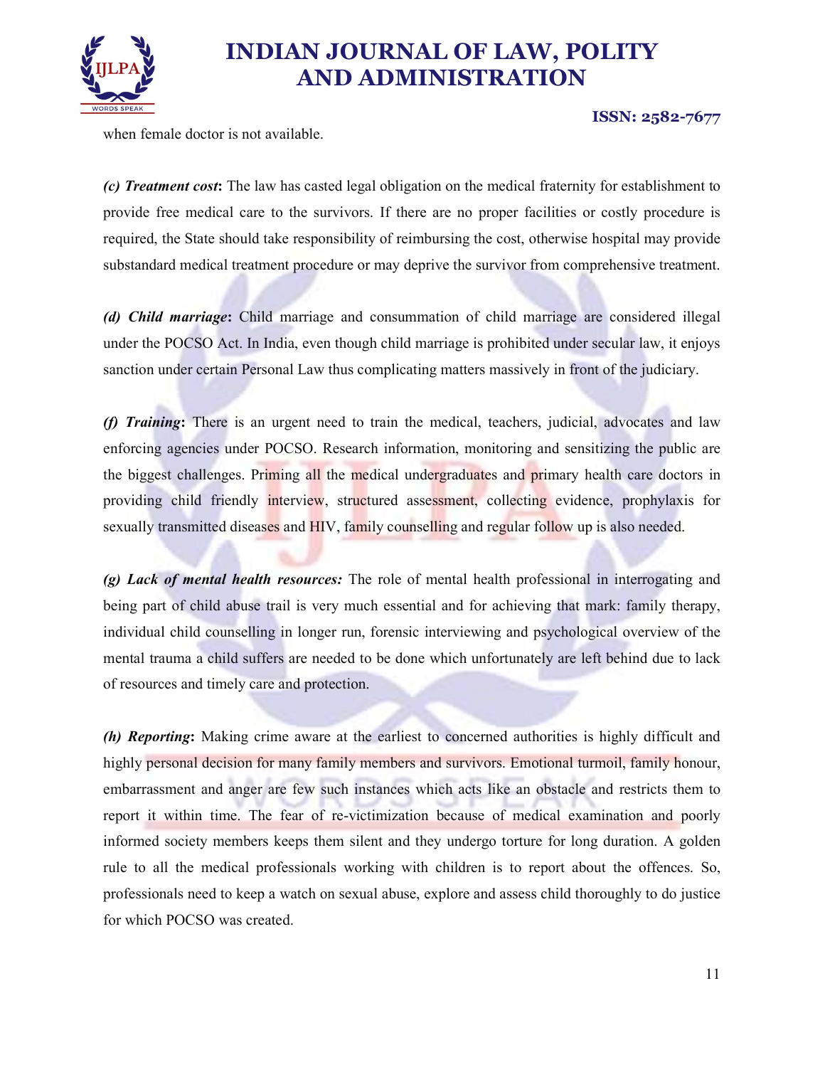when female doctor is not available.

***(c) Treatment cost*:** The law has casted legal obligation on the medical fraternity for establishment to provide free medical care to the survivors. If there are no proper facilities or costly procedure is required, the State should take responsibility of reimbursing the cost, otherwise hospital may provide substandard medical treatment procedure or may deprive the survivor from comprehensive treatment.

***(d) Child marriage*:** Child marriage and consummation of child marriage are considered illegal under the POCSO Act. In India, even though child marriage is prohibited under secular law, it enjoys sanction under certain Personal Law thus complicating matters massively in front of the judiciary.

***(f) Training*:** There is an urgent need to train the medical, teachers, judicial, advocates and law enforcing agencies under POCSO. Research information, monitoring and sensitizing the public are the biggest challenges. Priming all the medical undergraduates and primary health care doctors in providing child friendly interview, structured assessment, collecting evidence, prophylaxis for sexually transmitted diseases and HIV, family counselling and regular follow up is also needed.

***(g) Lack of mental health resources:*** The role of mental health professional in interrogating and being part of child abuse trail is very much essential and for achieving that mark: family therapy, individual child counselling in longer run, forensic interviewing and psychological overview of the mental trauma a child suffers are needed to be done which unfortunately are left behind due to lack of resources and timely care and protection.

***(h) Reporting*:** Making crime aware at the earliest to concerned authorities is highly difficult and highly personal decision for many family members and survivors. Emotional turmoil, family honour, embarrassment and anger are few such instances which acts like an obstacle and restricts them to report it within time. The fear of re-victimization because of medical examination and poorly informed society members keeps them silent and they undergo torture for long duration. A golden rule to all the medical professionals working with children is to report about the offences. So, professionals need to keep a watch on sexual abuse, explore and assess child thoroughly to do justice for which POCSO was created.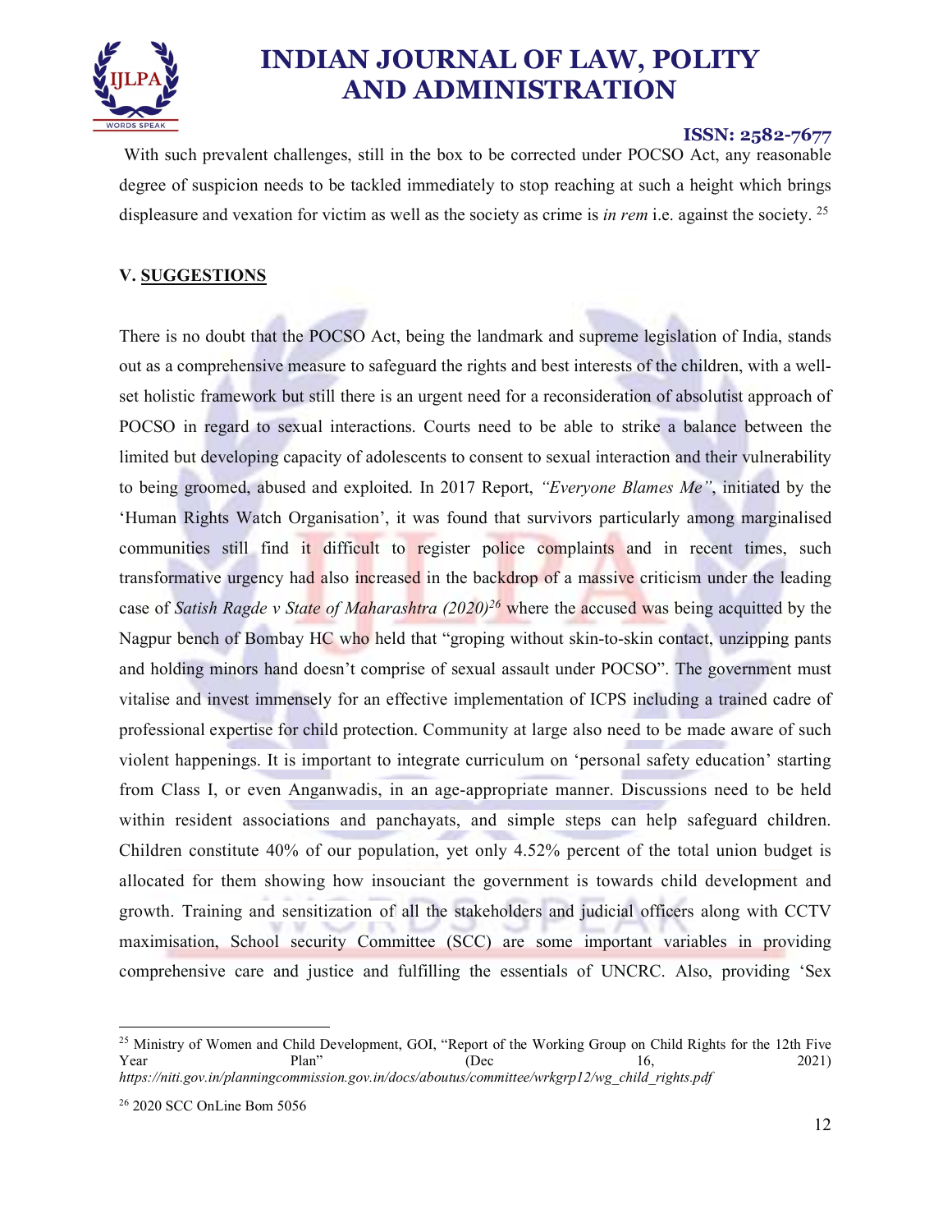With such prevalent challenges, still in the box to be corrected under POCSO Act, any reasonable degree of suspicion needs to be tackled immediately to stop reaching at such a height which brings displeasure and vexation for victim as well as the society as crime is *in rem* i.e. against the society. [25]

## V. SUGGESTIONS

There is no doubt that the POCSO Act, being the landmark and supreme legislation of India, stands out as a comprehensive measure to safeguard the rights and best interests of the children, with a well-set holistic framework but still there is an urgent need for a reconsideration of absolutist approach of POCSO in regard to sexual interactions. Courts need to be able to strike a balance between the limited but developing capacity of adolescents to consent to sexual interaction and their vulnerability to being groomed, abused and exploited. In 2017 Report, *"Everyone Blames Me"*, initiated by the 'Human Rights Watch Organisation', it was found that survivors particularly among marginalised communities still find it difficult to register police complaints and in recent times, such transformative urgency had also increased in the backdrop of a massive criticism under the leading case of *Satish Ragde v State of Maharashtra (2020)*[26] where the accused was being acquitted by the Nagpur bench of Bombay HC who held that "groping without skin-to-skin contact, unzipping pants and holding minors hand doesn't comprise of sexual assault under POCSO". The government must vitalise and invest immensely for an effective implementation of ICPS including a trained cadre of professional expertise for child protection. Community at large also need to be made aware of such violent happenings. It is important to integrate curriculum on 'personal safety education' starting from Class I, or even Anganwadis, in an age-appropriate manner. Discussions need to be held within resident associations and panchayats, and simple steps can help safeguard children. Children constitute 40% of our population, yet only 4.52% percent of the total union budget is allocated for them showing how insouciant the government is towards child development and growth. Training and sensitization of all the stakeholders and judicial officers along with CCTV maximisation, School security Committee (SCC) are some important variables in providing comprehensive care and justice and fulfilling the essentials of UNCRC. Also, providing 'Sex

---

[25] Ministry of Women and Child Development, GOI, "Report of the Working Group on Child Rights for the 12th Five Year Plan" (Dec 16, 2021) *https://niti.gov.in/planningcommission.gov.in/docs/aboutus/committee/wrkgrp12/wg_child_rights.pdf*

[26] 2020 SCC OnLine Bom 5056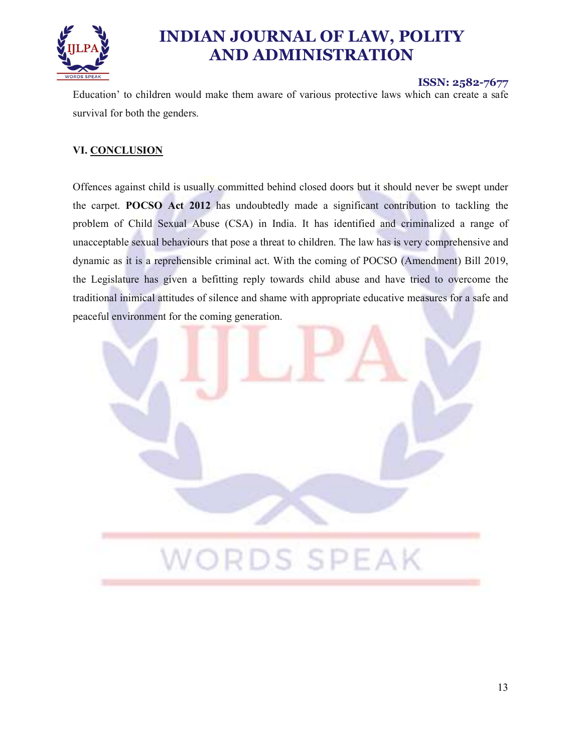Education' to children would make them aware of various protective laws which can create a safe survival for both the genders.

## VI. CONCLUSION

Offences against child is usually committed behind closed doors but it should never be swept under the carpet. **POCSO Act 2012** has undoubtedly made a significant contribution to tackling the problem of Child Sexual Abuse (CSA) in India. It has identified and criminalized a range of unacceptable sexual behaviours that pose a threat to children. The law has is very comprehensive and dynamic as it is a reprehensible criminal act. With the coming of POCSO (Amendment) Bill 2019, the Legislature has given a befitting reply towards child abuse and have tried to overcome the traditional inimical attitudes of silence and shame with appropriate educative measures for a safe and peaceful environment for the coming generation.